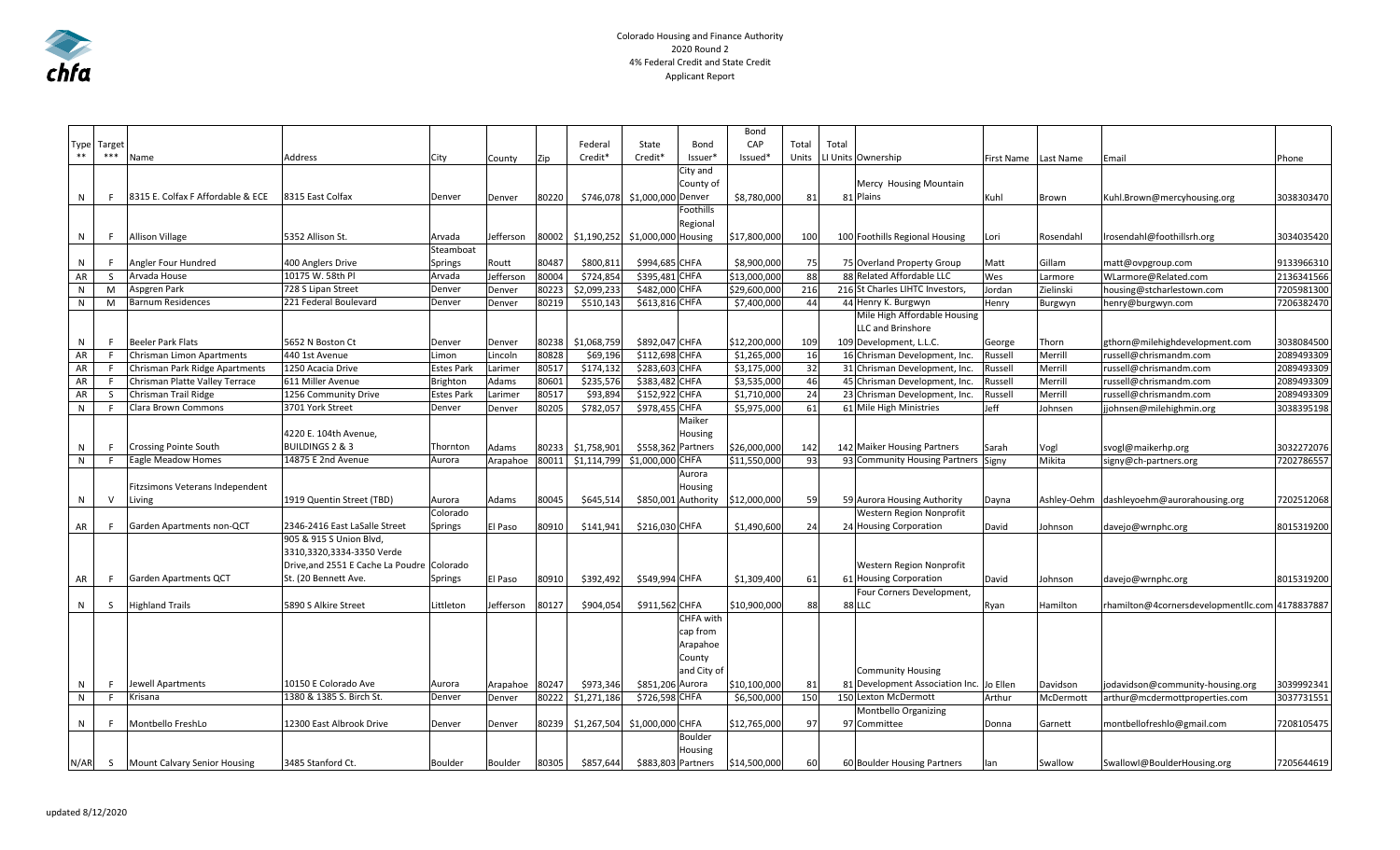Colorado Housing and Finance Authority
2020 Round 2
4% Federal Credit and State Credit
Applicant Report

| Type ** | Target *** | Name | Address | City | County | Zip | Federal Credit* | State Credit* | Bond Issuer* | Bond CAP Issued* | Total Units | Total LI Units | Ownership | First Name | Last Name | Email | Phone |
|---|---|---|---|---|---|---|---|---|---|---|---|---|---|---|---|---|---|
| N | F | 8315 E. Colfax F Affordable & ECE | 8315 East Colfax | Denver | Denver | 80220 | $746,078 | $1,000,000 | City and County of Denver | $8,780,000 | 81 | 81 | Mercy Housing Mountain Plains | Kuhl | Brown | Kuhl.Brown@mercyhousing.org | 3038303470 |
| N | F | Allison Village | 5352 Allison St. | Arvada | Jefferson | 80002 | $1,190,252 | $1,000,000 | Foothills Regional Housing | $17,800,000 | 100 | 100 | Foothills Regional Housing | Lori | Rosendahl | lrosendahl@foothillsrh.org | 3034035420 |
| N | F | Angler Four Hundred | 400 Anglers Drive | Steamboat Springs | Routt | 80487 | $800,811 | $994,685 | CHFA | $8,900,000 | 75 | 75 | Overland Property Group | Matt | Gillam | matt@ovpgroup.com | 9133966310 |
| AR | S | Arvada House | 10175 W. 58th Pl | Arvada | Jefferson | 80004 | $724,854 | $395,481 | CHFA | $13,000,000 | 88 | 88 | Related Affordable LLC | Wes | Larmore | WLarmore@Related.com | 2136341566 |
| N | M | Aspgren Park | 728 S Lipan Street | Denver | Denver | 80223 | $2,099,233 | $482,000 | CHFA | $29,600,000 | 216 | 216 | St Charles LIHTC Investors, | Jordan | Zielinski | housing@stcharlestown.com | 7205981300 |
| N | M | Barnum Residences | 221 Federal Boulevard | Denver | Denver | 80219 | $510,143 | $613,816 | CHFA | $7,400,000 | 44 | 44 | Henry K. Burgwyn | Henry | Burgwyn | henry@burgwyn.com | 7206382470 |
| N | F | Beeler Park Flats | 5652 N Boston Ct | Denver | Denver | 80238 | $1,068,759 | $892,047 | CHFA | $12,200,000 | 109 | 109 | Mile High Affordable Housing LLC and Brinshore Development, L.L.C. | George | Thorn | gthorn@milehighdevelopment.com | 3038084500 |
| AR | F | Chrisman Limon Apartments | 440 1st Avenue | Limon | Lincoln | 80828 | $69,196 | $112,698 | CHFA | $1,265,000 | 16 | 16 | Chrisman Development, Inc. | Russell | Merrill | russell@chrismandm.com | 2089493309 |
| AR | F | Chrisman Park Ridge Apartments | 1250 Acacia Drive | Estes Park | Larimer | 80517 | $174,132 | $283,603 | CHFA | $3,175,000 | 32 | 31 | Chrisman Development, Inc. | Russell | Merrill | russell@chrismandm.com | 2089493309 |
| AR | F | Chrisman Platte Valley Terrace | 611 Miller Avenue | Brighton | Adams | 80601 | $235,576 | $383,482 | CHFA | $3,535,000 | 46 | 45 | Chrisman Development, Inc. | Russell | Merrill | russell@chrismandm.com | 2089493309 |
| AR | S | Chrisman Trail Ridge | 1256 Community Drive | Estes Park | Larimer | 80517 | $93,894 | $152,922 | CHFA | $1,710,000 | 24 | 23 | Chrisman Development, Inc. | Russell | Merrill | russell@chrismandm.com | 2089493309 |
| N | F | Clara Brown Commons | 3701 York Street | Denver | Denver | 80205 | $782,057 | $978,455 | CHFA | $5,975,000 | 61 | 61 | Mile High Ministries | Jeff | Johnsen | jjohnsen@milehighmin.org | 3038395198 |
| N | F | Crossing Pointe South | 4220 E. 104th Avenue, BUILDINGS 2 & 3 | Thornton | Adams | 80233 | $1,758,901 | $558,362 | Maiker Housing Partners | $26,000,000 | 142 | 142 | Maiker Housing Partners | Sarah | Vogl | svogl@maikerhp.org | 3032272076 |
| N | F | Eagle Meadow Homes | 14875 E 2nd Avenue | Aurora | Arapahoe | 80011 | $1,114,799 | $1,000,000 | CHFA | $11,550,000 | 93 | 93 | Community Housing Partners | Signy | Mikita | signy@ch-partners.org | 7202786557 |
| N | V | Fitzsimons Veterans Independent Living | 1919 Quentin Street (TBD) | Aurora | Adams | 80045 | $645,514 | $850,001 | Aurora Housing Authority | $12,000,000 | 59 | 59 | Aurora Housing Authority | Dayna | Ashley-Oehm | dashleyoehm@aurorahousing.org | 7202512068 |
| AR | F | Garden Apartments non-QCT | 2346-2416 East LaSalle Street | Colorado Springs | El Paso | 80910 | $141,941 | $216,030 | CHFA | $1,490,600 | 24 | 24 | Western Region Nonprofit Housing Corporation | David | Johnson | davejo@wrnphc.org | 8015319200 |
| AR | F | Garden Apartments QCT | 905 & 915 S Union Blvd, 3310,3320,3334-3350 Verde Drive,and 2551 E Cache La Poudre St. (20 Bennett Ave. | Colorado Springs | El Paso | 80910 | $392,492 | $549,994 | CHFA | $1,309,400 | 61 | 61 | Western Region Nonprofit Housing Corporation | David | Johnson | davejo@wrnphc.org | 8015319200 |
| N | S | Highland Trails | 5890 S Alkire Street | Littleton | Jefferson | 80127 | $904,054 | $911,562 | CHFA | $10,900,000 | 88 | 88 | Four Corners Development, LLC | Ryan | Hamilton | rhamilton@4cornersdevelopmentllc.com | 4178837887 |
| N | F | Jewell Apartments | 10150 E Colorado Ave | Aurora | Arapahoe | 80247 | $973,346 | $851,206 | CHFA with cap from Arapahoe County and City of Aurora | $10,100,000 | 81 | 81 | Community Housing Development Association Inc. | Jo Ellen | Davidson | jodavidson@community-housing.org | 3039992341 |
| N | F | Krisana | 1380 & 1385 S. Birch St. | Denver | Denver | 80222 | $1,271,186 | $726,598 | CHFA | $6,500,000 | 150 | 150 | Lexton McDermott | Arthur | McDermott | arthur@mcdermottproperties.com | 3037731551 |
| N | F | Montbello FreshLo | 12300 East Albrook Drive | Denver | Denver | 80239 | $1,267,504 | $1,000,000 | CHFA | $12,765,000 | 97 | 97 | Montbello Organizing Committee | Donna | Garnett | montbellofreshlo@gmail.com | 7208105475 |
| N/AR | S | Mount Calvary Senior Housing | 3485 Stanford Ct. | Boulder | Boulder | 80305 | $857,644 | $883,803 | Boulder Housing Partners | $14,500,000 | 60 | 60 | Boulder Housing Partners | Ian | Swallow | SwallowI@BoulderHousing.org | 7205644619 |

updated 8/12/2020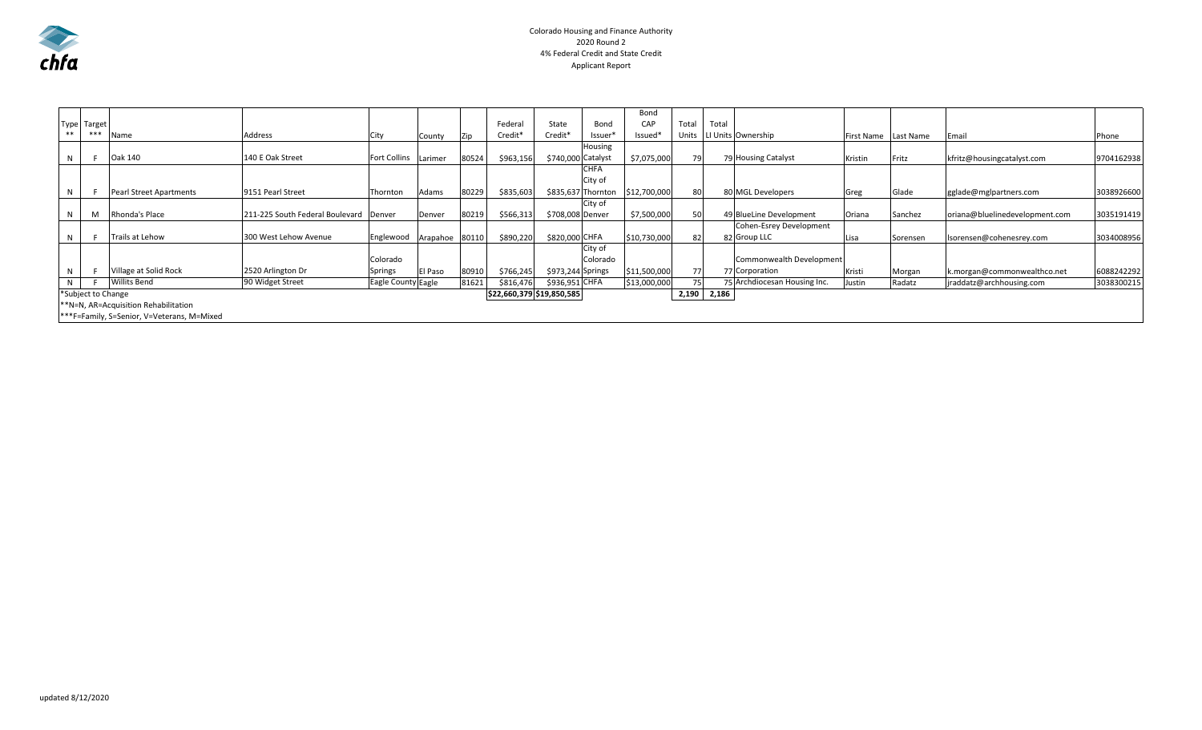Colorado Housing and Finance Authority
2020 Round 2
4% Federal Credit and State Credit
Applicant Report

| Type ** | Target *** | Name | Address | City | County | Zip | Federal Credit* | State Credit* | Bond Issuer* | Bond CAP Issued* | Total Units | Total LI Units | Ownership | First Name | Last Name | Email | Phone |
|---|---|---|---|---|---|---|---|---|---|---|---|---|---|---|---|---|---|
| N | F | Oak 140 | 140 E Oak Street | Fort Collins | Larimer | 80524 | $963,156 | $740,000 | Housing Catalyst | $7,075,000 | 79 | 79 | Housing Catalyst | Kristin | Fritz | kfritz@housingcatalyst.com | 9704162938 |
| N | F | Pearl Street Apartments | 9151 Pearl Street | Thornton | Adams | 80229 | $835,603 | $835,637 | CHFA City of Thornton | $12,700,000 | 80 | 80 | MGL Developers | Greg | Glade | gglade@mglpartners.com | 3038926600 |
| N | M | Rhonda's Place | 211-225 South Federal Boulevard | Denver | Denver | 80219 | $566,313 | $708,008 | City of Denver | $7,500,000 | 50 | 49 | BlueLine Development | Oriana | Sanchez | oriana@bluelinedevelopment.com | 3035191419 |
| N | F | Trails at Lehow | 300 West Lehow Avenue | Englewood | Arapahoe | 80110 | $890,220 | $820,000 | CHFA | $10,730,000 | 82 | 82 | Cohen-Esrey Development Group LLC | Lisa | Sorensen | lsorensen@cohenesrey.com | 3034008956 |
| N | F | Village at Solid Rock | 2520 Arlington Dr | Colorado Springs | El Paso | 80910 | $766,245 | $973,244 | City of Colorado Springs | $11,500,000 | 77 | 77 | Commonwealth Development Corporation | Kristi | Morgan | k.morgan@commonwealthco.net | 6088242292 |
| N | F | Willits Bend | 90 Widget Street | Eagle County | Eagle | 81621 | $816,476 | $936,951 | CHFA | $13,000,000 | 75 | 75 | Archdiocesan Housing Inc. | Justin | Radatz | jraddatz@archhousing.com | 3038300215 |
| *Subject to Change | | | | | | | $22,660,379 | $19,850,585 | | | 2,190 | 2,186 | | | | | |

**N=N, AR=Acquisition Rehabilitation

***F=Family, S=Senior, V=Veterans, M=Mixed

updated 8/12/2020